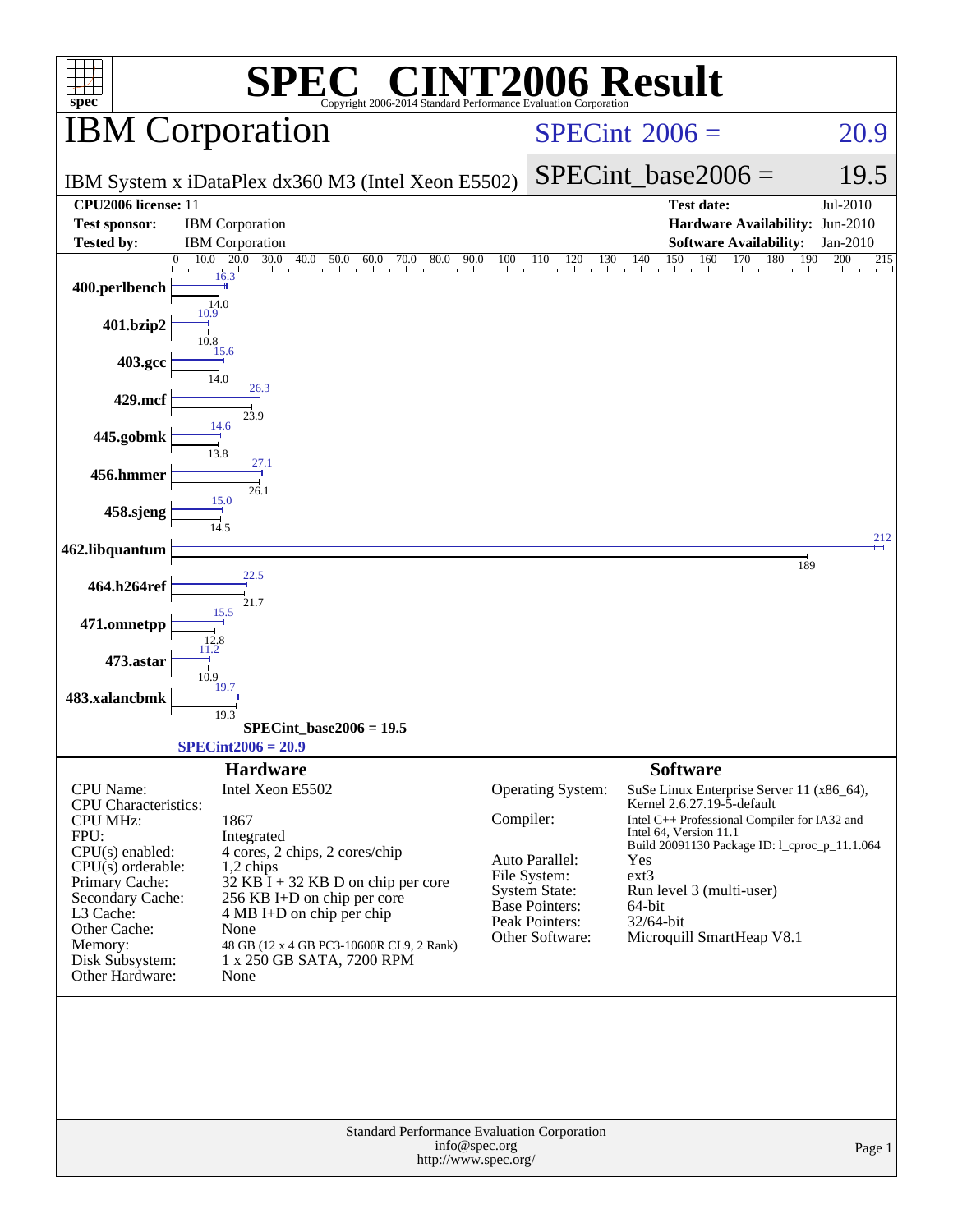# SPEC CINT2006 Result

Copyright 2006-2014 Standard Performance Evaluation Corporation

## IBM Corporation

IBM System x iDataPlex dx360 M3 (Intel Xeon E5502)

SPECint 2006 = 20.9

SPECint_base2006 = 19.5

| | | | |
|---|---|---|---|
| **CPU2006 license:** | 11 | **Test date:** | Jul-2010 |
| **Test sponsor:** | IBM Corporation | **Hardware Availability:** | Jun-2010 |
| **Tested by:** | IBM Corporation | **Software Availability:** | Jan-2010 |

| Benchmark | Peak | Base |
|---|---|---|
| 400.perlbench | 16.3 | 14.0 |
| 401.bzip2 | 10.9 | 10.8 |
| 403.gcc | 15.6 | 14.0 |
| 429.mcf | 26.3 | 23.9 |
| 445.gobmk | 14.6 | 13.8 |
| 456.hmmer | 27.1 | 26.1 |
| 458.sjeng | 15.0 | 14.5 |
| 462.libquantum | 212 | 189 |
| 464.h264ref | 22.5 | 21.7 |
| 471.omnetpp | 15.5 | 12.8 |
| 473.astar | 11.2 | 10.9 |
| 483.xalancbmk | 19.7 | 19.3 |

SPECint_base2006 = 19.5

SPECint2006 = 20.9

### Hardware

| | |
|---|---|
| CPU Name: | Intel Xeon E5502 |
| CPU Characteristics: | |
| CPU MHz: | 1867 |
| FPU: | Integrated |
| CPU(s) enabled: | 4 cores, 2 chips, 2 cores/chip |
| CPU(s) orderable: | 1,2 chips |
| Primary Cache: | 32 KB I + 32 KB D on chip per core |
| Secondary Cache: | 256 KB I+D on chip per core |
| L3 Cache: | 4 MB I+D on chip per chip |
| Other Cache: | None |
| Memory: | 48 GB (12 x 4 GB PC3-10600R CL9, 2 Rank) |
| Disk Subsystem: | 1 x 250 GB SATA, 7200 RPM |
| Other Hardware: | None |

### Software

| | |
|---|---|
| Operating System: | SuSe Linux Enterprise Server 11 (x86_64), Kernel 2.6.27.19-5-default |
| Compiler: | Intel C++ Professional Compiler for IA32 and Intel 64, Version 11.1 Build 20091130 Package ID: l_cproc_p_11.1.064 |
| Auto Parallel: | Yes |
| File System: | ext3 |
| System State: | Run level 3 (multi-user) |
| Base Pointers: | 64-bit |
| Peak Pointers: | 32/64-bit |
| Other Software: | Microquill SmartHeap V8.1 |

Standard Performance Evaluation Corporation
info@spec.org
http://www.spec.org/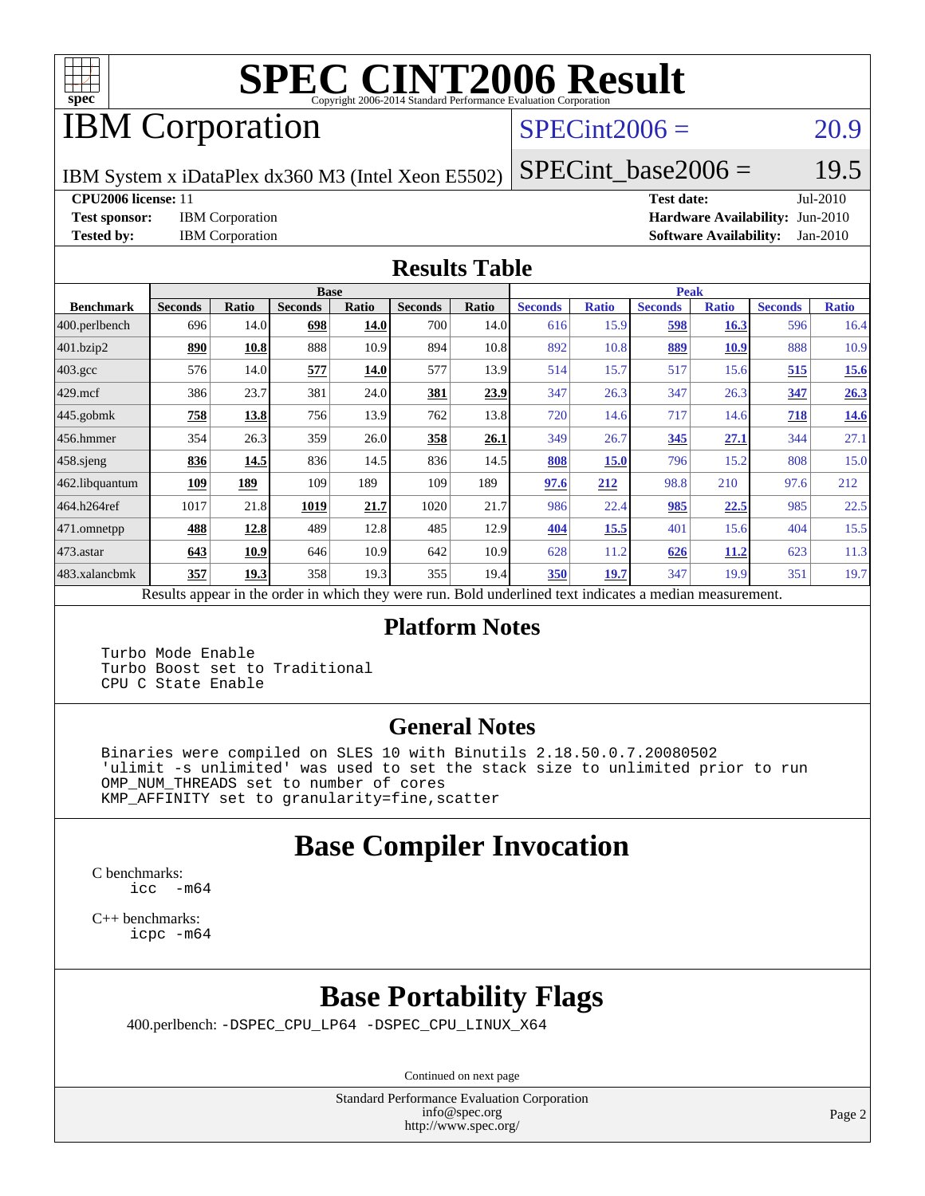# SPEC CINT2006 Result

Copyright 2006-2014 Standard Performance Evaluation Corporation

## IBM Corporation

IBM System x iDataPlex dx360 M3 (Intel Xeon E5502)

SPECint2006 = 20.9

SPECint_base2006 = 19.5

**CPU2006 license:** 11
**Test sponsor:** IBM Corporation
**Tested by:** IBM Corporation

**Test date:** Jul-2010
**Hardware Availability:** Jun-2010
**Software Availability:** Jan-2010

## Results Table

| Benchmark | Base | | | | | | Peak | | | | | |
|---|---|---|---|---|---|---|---|---|---|---|---|---|
| | Seconds | Ratio | Seconds | Ratio | Seconds | Ratio | Seconds | Ratio | Seconds | Ratio | Seconds | Ratio |
| 400.perlbench | 696 | 14.0 | **698** | **14.0** | 700 | 14.0 | 616 | 15.9 | **598** | **16.3** | 596 | 16.4 |
| 401.bzip2 | **890** | **10.8** | 888 | 10.9 | 894 | 10.8 | 892 | 10.8 | **889** | **10.9** | 888 | 10.9 |
| 403.gcc | 576 | 14.0 | **577** | **14.0** | 577 | 13.9 | 514 | 15.7 | 517 | 15.6 | **515** | **15.6** |
| 429.mcf | 386 | 23.7 | 381 | 24.0 | **381** | **23.9** | 347 | 26.3 | 347 | 26.3 | **347** | **26.3** |
| 445.gobmk | **758** | **13.8** | 756 | 13.9 | 762 | 13.8 | 720 | 14.6 | 717 | 14.6 | **718** | **14.6** |
| 456.hmmer | 354 | 26.3 | 359 | 26.0 | **358** | **26.1** | 349 | 26.7 | **345** | **27.1** | 344 | 27.1 |
| 458.sjeng | **836** | **14.5** | 836 | 14.5 | 836 | 14.5 | **808** | **15.0** | 796 | 15.2 | 808 | 15.0 |
| 462.libquantum | **109** | **189** | 109 | 189 | 109 | 189 | **97.6** | **212** | 98.8 | 210 | 97.6 | 212 |
| 464.h264ref | 1017 | 21.8 | **1019** | **21.7** | 1020 | 21.7 | 986 | 22.4 | **985** | **22.5** | 985 | 22.5 |
| 471.omnetpp | **488** | **12.8** | 489 | 12.8 | 485 | 12.9 | **404** | **15.5** | 401 | 15.6 | 404 | 15.5 |
| 473.astar | **643** | **10.9** | 646 | 10.9 | 642 | 10.9 | 628 | 11.2 | **626** | **11.2** | 623 | 11.3 |
| 483.xalancbmk | **357** | **19.3** | 358 | 19.3 | 355 | 19.4 | **350** | **19.7** | 347 | 19.9 | 351 | 19.7 |

Results appear in the order in which they were run. Bold underlined text indicates a median measurement.

## Platform Notes

```
Turbo Mode Enable
Turbo Boost set to Traditional
CPU C State Enable
```

## General Notes

```
Binaries were compiled on SLES 10 with Binutils 2.18.50.0.7.20080502
'ulimit -s unlimited' was used to set the stack size to unlimited prior to run
OMP_NUM_THREADS set to number of cores
KMP_AFFINITY set to granularity=fine,scatter
```

## Base Compiler Invocation

C benchmarks:
```
icc  -m64
```

C++ benchmarks:
```
icpc -m64
```

## Base Portability Flags

400.perlbench: `-DSPEC_CPU_LP64 -DSPEC_CPU_LINUX_X64`

Continued on next page

Standard Performance Evaluation Corporation
info@spec.org
http://www.spec.org/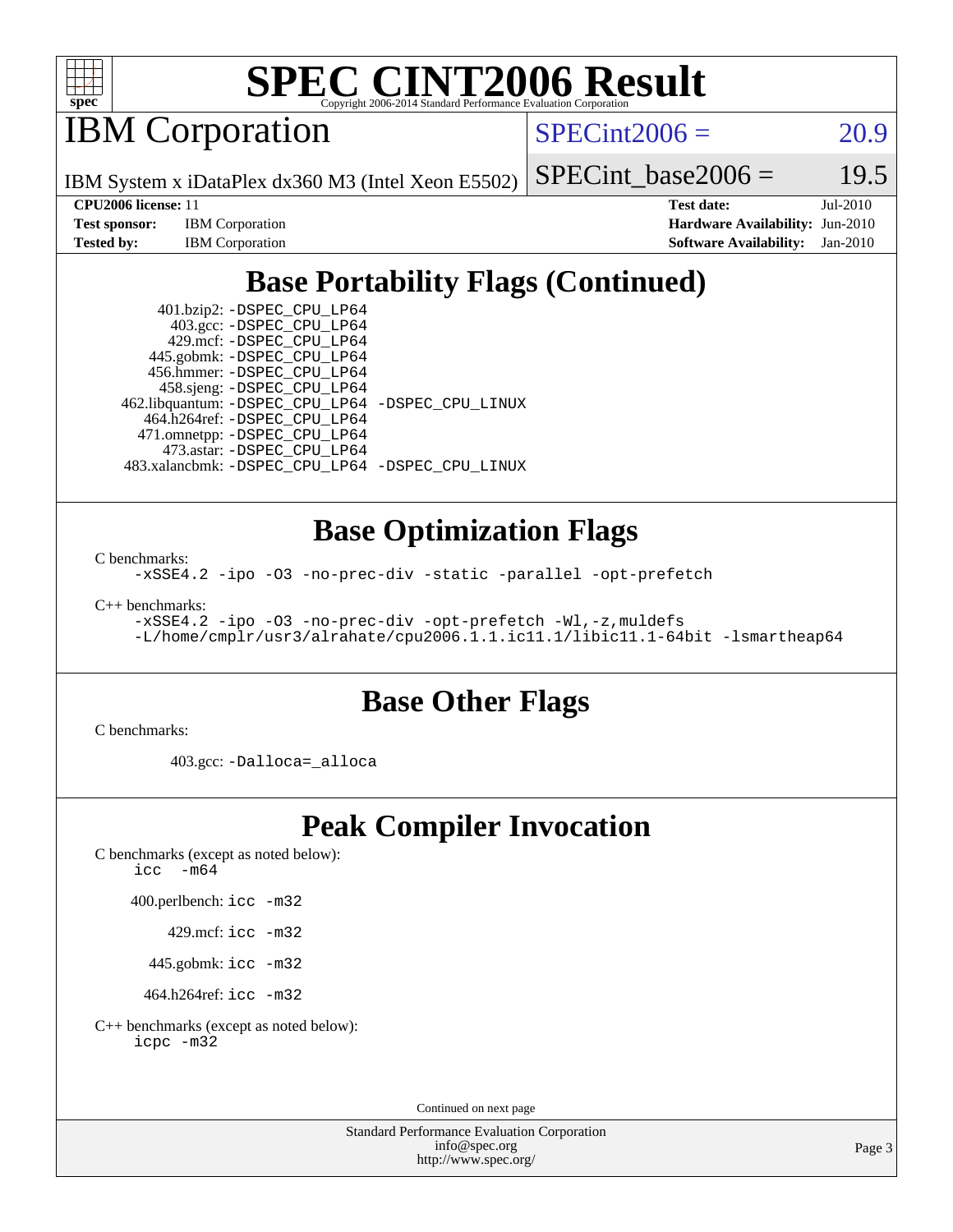# IBM Corporation

IBM System x iDataPlex dx360 M3 (Intel Xeon E5502)

SPECint2006 = 20.9

SPECint_base2006 = 19.5

**CPU2006 license:** 11
**Test sponsor:** IBM Corporation
**Tested by:** IBM Corporation

**Test date:** Jul-2010
**Hardware Availability:** Jun-2010
**Software Availability:** Jan-2010

## Base Portability Flags (Continued)

401.bzip2: -DSPEC_CPU_LP64
403.gcc: -DSPEC_CPU_LP64
429.mcf: -DSPEC_CPU_LP64
445.gobmk: -DSPEC_CPU_LP64
456.hmmer: -DSPEC_CPU_LP64
458.sjeng: -DSPEC_CPU_LP64
462.libquantum: -DSPEC_CPU_LP64 -DSPEC_CPU_LINUX
464.h264ref: -DSPEC_CPU_LP64
471.omnetpp: -DSPEC_CPU_LP64
473.astar: -DSPEC_CPU_LP64
483.xalancbmk: -DSPEC_CPU_LP64 -DSPEC_CPU_LINUX

## Base Optimization Flags

C benchmarks:

```
-xSSE4.2 -ipo -O3 -no-prec-div -static -parallel -opt-prefetch
```

C++ benchmarks:

```
-xSSE4.2 -ipo -O3 -no-prec-div -opt-prefetch -Wl,-z,muldefs
-L/home/cmplr/usr3/alrahate/cpu2006.1.1.ic11.1/libic11.1-64bit -lsmartheap64
```

## Base Other Flags

C benchmarks:

403.gcc: -Dalloca=_alloca

## Peak Compiler Invocation

C benchmarks (except as noted below):
icc -m64

400.perlbench: icc -m32

429.mcf: icc -m32

445.gobmk: icc -m32

464.h264ref: icc -m32

C++ benchmarks (except as noted below):
icpc -m32

Continued on next page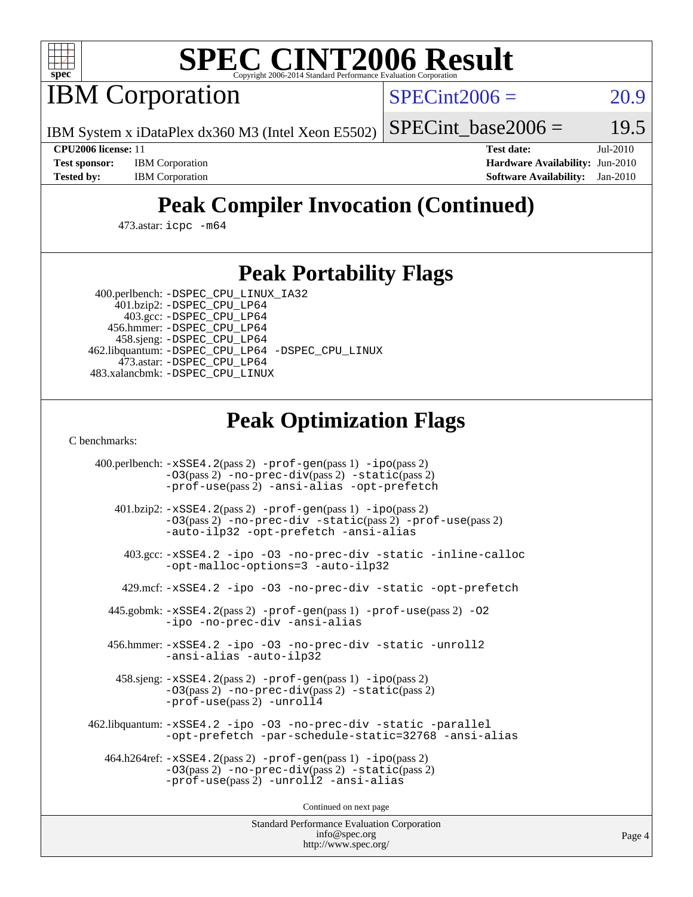# Peak Compiler Invocation (Continued)

473.astar: icpc -m64

# Peak Portability Flags

400.perlbench: -DSPEC_CPU_LINUX_IA32
401.bzip2: -DSPEC_CPU_LP64
403.gcc: -DSPEC_CPU_LP64
456.hmmer: -DSPEC_CPU_LP64
458.sjeng: -DSPEC_CPU_LP64
462.libquantum: -DSPEC_CPU_LP64 -DSPEC_CPU_LINUX
473.astar: -DSPEC_CPU_LP64
483.xalancbmk: -DSPEC_CPU_LINUX

# Peak Optimization Flags

C benchmarks:

400.perlbench: -xSSE4.2(pass 2) -prof-gen(pass 1) -ipo(pass 2) -O3(pass 2) -no-prec-div(pass 2) -static(pass 2) -prof-use(pass 2) -ansi-alias -opt-prefetch

401.bzip2: -xSSE4.2(pass 2) -prof-gen(pass 1) -ipo(pass 2) -O3(pass 2) -no-prec-div -static(pass 2) -prof-use(pass 2) -auto-ilp32 -opt-prefetch -ansi-alias

403.gcc: -xSSE4.2 -ipo -O3 -no-prec-div -static -inline-calloc -opt-malloc-options=3 -auto-ilp32

429.mcf: -xSSE4.2 -ipo -O3 -no-prec-div -static -opt-prefetch

445.gobmk: -xSSE4.2(pass 2) -prof-gen(pass 1) -prof-use(pass 2) -O2 -ipo -no-prec-div -ansi-alias

456.hmmer: -xSSE4.2 -ipo -O3 -no-prec-div -static -unroll2 -ansi-alias -auto-ilp32

458.sjeng: -xSSE4.2(pass 2) -prof-gen(pass 1) -ipo(pass 2) -O3(pass 2) -no-prec-div(pass 2) -static(pass 2) -prof-use(pass 2) -unroll4

462.libquantum: -xSSE4.2 -ipo -O3 -no-prec-div -static -parallel -opt-prefetch -par-schedule-static=32768 -ansi-alias

464.h264ref: -xSSE4.2(pass 2) -prof-gen(pass 1) -ipo(pass 2) -O3(pass 2) -no-prec-div(pass 2) -static(pass 2) -prof-use(pass 2) -unroll2 -ansi-alias

Continued on next page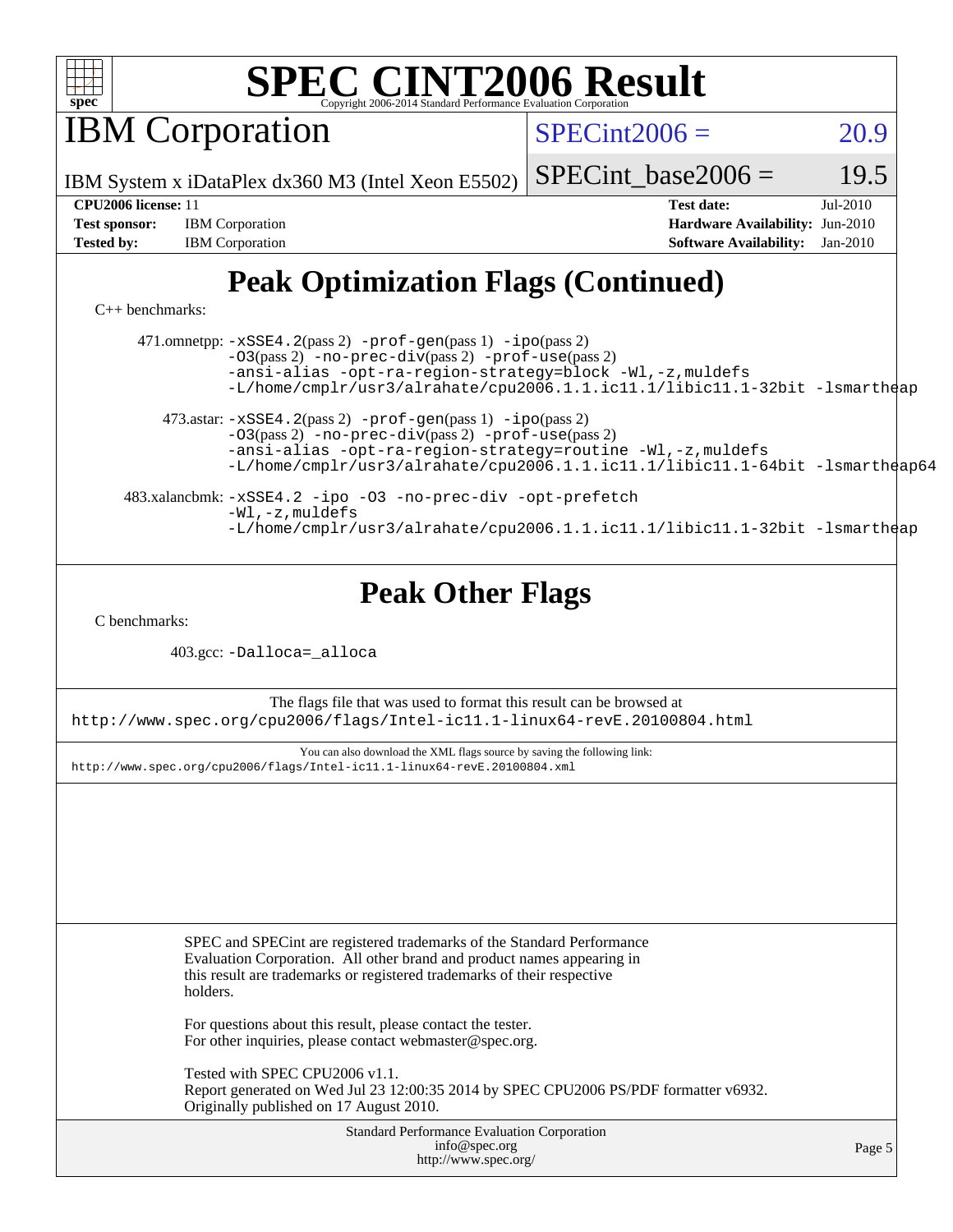# SPEC CINT2006 Result

Copyright 2006-2014 Standard Performance Evaluation Corporation

## IBM Corporation

IBM System x iDataPlex dx360 M3 (Intel Xeon E5502)

SPECint2006 = 20.9

SPECint_base2006 = 19.5

| | | | |
|---|---|---|---|
| **CPU2006 license:** 11 | | **Test date:** | Jul-2010 |
| **Test sponsor:** | IBM Corporation | **Hardware Availability:** | Jun-2010 |
| **Tested by:** | IBM Corporation | **Software Availability:** | Jan-2010 |

## Peak Optimization Flags (Continued)

C++ benchmarks:

471.omnetpp: -xSSE4.2(pass 2) -prof-gen(pass 1) -ipo(pass 2) -O3(pass 2) -no-prec-div(pass 2) -prof-use(pass 2) -ansi-alias -opt-ra-region-strategy=block -Wl,-z,muldefs -L/home/cmplr/usr3/alrahate/cpu2006.1.1.ic11.1/libic11.1-32bit -lsmartheap

473.astar: -xSSE4.2(pass 2) -prof-gen(pass 1) -ipo(pass 2) -O3(pass 2) -no-prec-div(pass 2) -prof-use(pass 2) -ansi-alias -opt-ra-region-strategy=routine -Wl,-z,muldefs -L/home/cmplr/usr3/alrahate/cpu2006.1.1.ic11.1/libic11.1-64bit -lsmartheap64

483.xalancbmk: -xSSE4.2 -ipo -O3 -no-prec-div -opt-prefetch -Wl,-z,muldefs -L/home/cmplr/usr3/alrahate/cpu2006.1.1.ic11.1/libic11.1-32bit -lsmartheap

## Peak Other Flags

C benchmarks:

403.gcc: -Dalloca=_alloca

The flags file that was used to format this result can be browsed at
http://www.spec.org/cpu2006/flags/Intel-ic11.1-linux64-revE.20100804.html

You can also download the XML flags source by saving the following link:
http://www.spec.org/cpu2006/flags/Intel-ic11.1-linux64-revE.20100804.xml

SPEC and SPECint are registered trademarks of the Standard Performance Evaluation Corporation. All other brand and product names appearing in this result are trademarks or registered trademarks of their respective holders.

For questions about this result, please contact the tester.
For other inquiries, please contact webmaster@spec.org.

Tested with SPEC CPU2006 v1.1.
Report generated on Wed Jul 23 12:00:35 2014 by SPEC CPU2006 PS/PDF formatter v6932.
Originally published on 17 August 2010.

Standard Performance Evaluation Corporation
info@spec.org
http://www.spec.org/